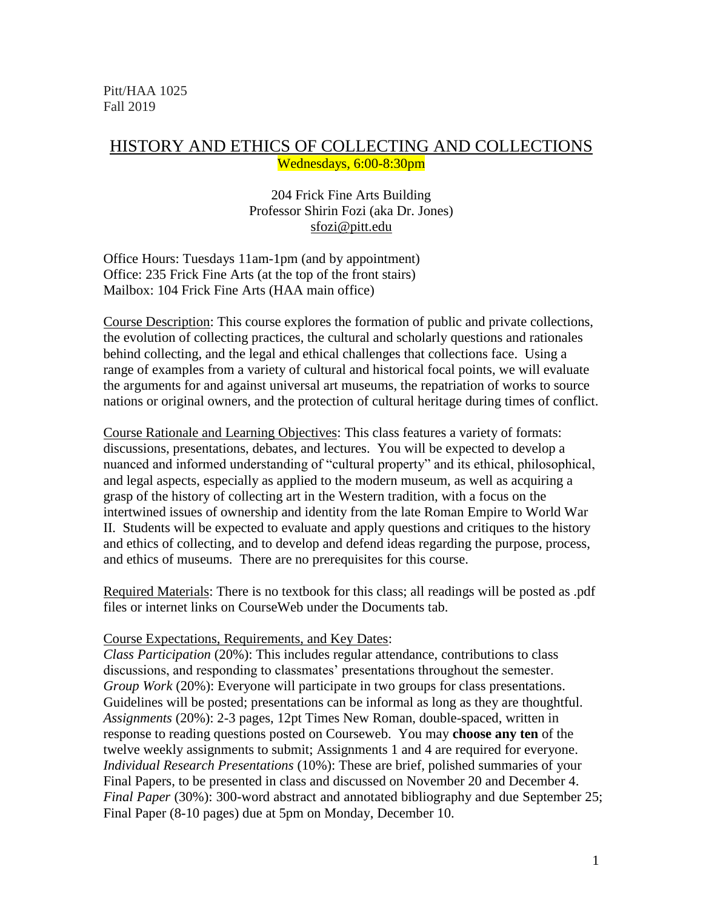Pitt/HAA 1025
Fall 2019

# HISTORY AND ETHICS OF COLLECTING AND COLLECTIONS

Wednesdays, 6:00-8:30pm

204 Frick Fine Arts Building
Professor Shirin Fozi (aka Dr. Jones)
sfozi@pitt.edu

Office Hours: Tuesdays 11am-1pm (and by appointment)
Office: 235 Frick Fine Arts (at the top of the front stairs)
Mailbox: 104 Frick Fine Arts (HAA main office)

Course Description: This course explores the formation of public and private collections, the evolution of collecting practices, the cultural and scholarly questions and rationales behind collecting, and the legal and ethical challenges that collections face. Using a range of examples from a variety of cultural and historical focal points, we will evaluate the arguments for and against universal art museums, the repatriation of works to source nations or original owners, and the protection of cultural heritage during times of conflict.

Course Rationale and Learning Objectives: This class features a variety of formats: discussions, presentations, debates, and lectures. You will be expected to develop a nuanced and informed understanding of "cultural property" and its ethical, philosophical, and legal aspects, especially as applied to the modern museum, as well as acquiring a grasp of the history of collecting art in the Western tradition, with a focus on the intertwined issues of ownership and identity from the late Roman Empire to World War II. Students will be expected to evaluate and apply questions and critiques to the history and ethics of collecting, and to develop and defend ideas regarding the purpose, process, and ethics of museums. There are no prerequisites for this course.

Required Materials: There is no textbook for this class; all readings will be posted as .pdf files or internet links on CourseWeb under the Documents tab.

Course Expectations, Requirements, and Key Dates:

*Class Participation* (20%): This includes regular attendance, contributions to class discussions, and responding to classmates' presentations throughout the semester.
*Group Work* (20%): Everyone will participate in two groups for class presentations. Guidelines will be posted; presentations can be informal as long as they are thoughtful.
*Assignments* (20%): 2-3 pages, 12pt Times New Roman, double-spaced, written in response to reading questions posted on Courseweb. You may **choose any ten** of the twelve weekly assignments to submit; Assignments 1 and 4 are required for everyone.
*Individual Research Presentations* (10%): These are brief, polished summaries of your Final Papers, to be presented in class and discussed on November 20 and December 4.
*Final Paper* (30%): 300-word abstract and annotated bibliography and due September 25; Final Paper (8-10 pages) due at 5pm on Monday, December 10.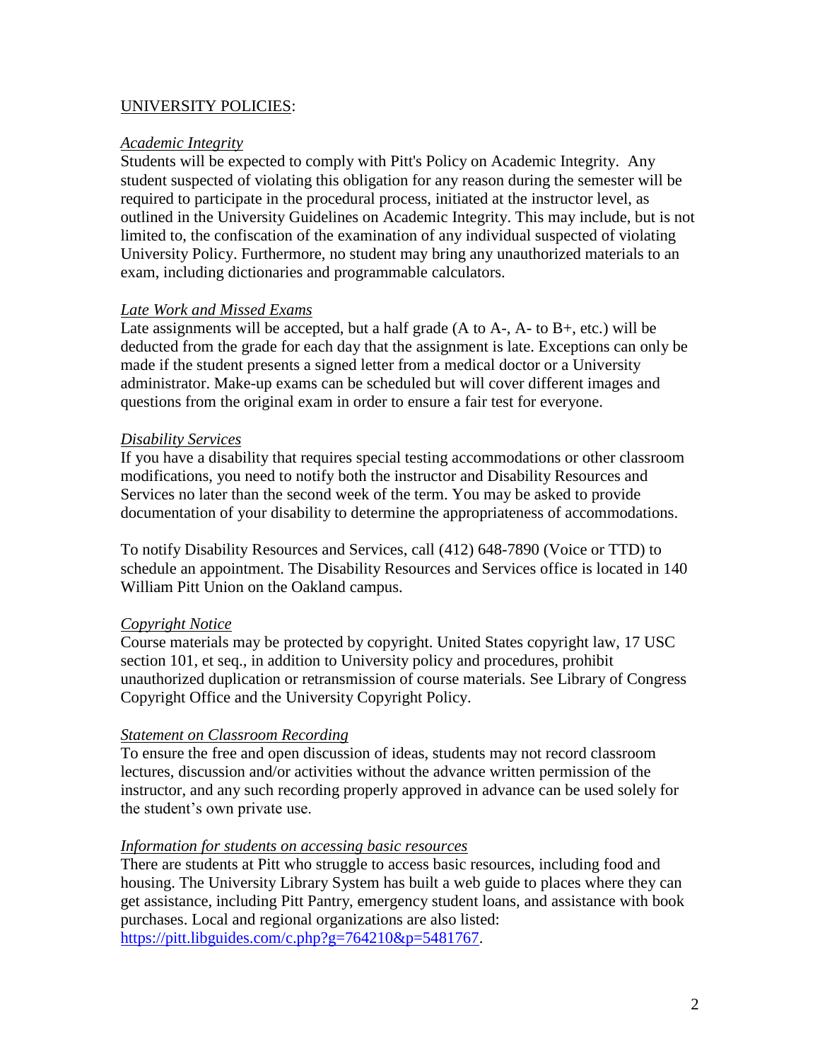## UNIVERSITY POLICIES:

### *Academic Integrity*

Students will be expected to comply with Pitt's Policy on Academic Integrity. Any student suspected of violating this obligation for any reason during the semester will be required to participate in the procedural process, initiated at the instructor level, as outlined in the University Guidelines on Academic Integrity. This may include, but is not limited to, the confiscation of the examination of any individual suspected of violating University Policy. Furthermore, no student may bring any unauthorized materials to an exam, including dictionaries and programmable calculators.

### *Late Work and Missed Exams*

Late assignments will be accepted, but a half grade (A to A-, A- to B+, etc.) will be deducted from the grade for each day that the assignment is late. Exceptions can only be made if the student presents a signed letter from a medical doctor or a University administrator. Make-up exams can be scheduled but will cover different images and questions from the original exam in order to ensure a fair test for everyone.

### *Disability Services*

If you have a disability that requires special testing accommodations or other classroom modifications, you need to notify both the instructor and Disability Resources and Services no later than the second week of the term. You may be asked to provide documentation of your disability to determine the appropriateness of accommodations.

To notify Disability Resources and Services, call (412) 648-7890 (Voice or TTD) to schedule an appointment. The Disability Resources and Services office is located in 140 William Pitt Union on the Oakland campus.

### *Copyright Notice*

Course materials may be protected by copyright. United States copyright law, 17 USC section 101, et seq., in addition to University policy and procedures, prohibit unauthorized duplication or retransmission of course materials. See Library of Congress Copyright Office and the University Copyright Policy.

### *Statement on Classroom Recording*

To ensure the free and open discussion of ideas, students may not record classroom lectures, discussion and/or activities without the advance written permission of the instructor, and any such recording properly approved in advance can be used solely for the student's own private use.

### *Information for students on accessing basic resources*

There are students at Pitt who struggle to access basic resources, including food and housing. The University Library System has built a web guide to places where they can get assistance, including Pitt Pantry, emergency student loans, and assistance with book purchases. Local and regional organizations are also listed: https://pitt.libguides.com/c.php?g=764210&p=5481767.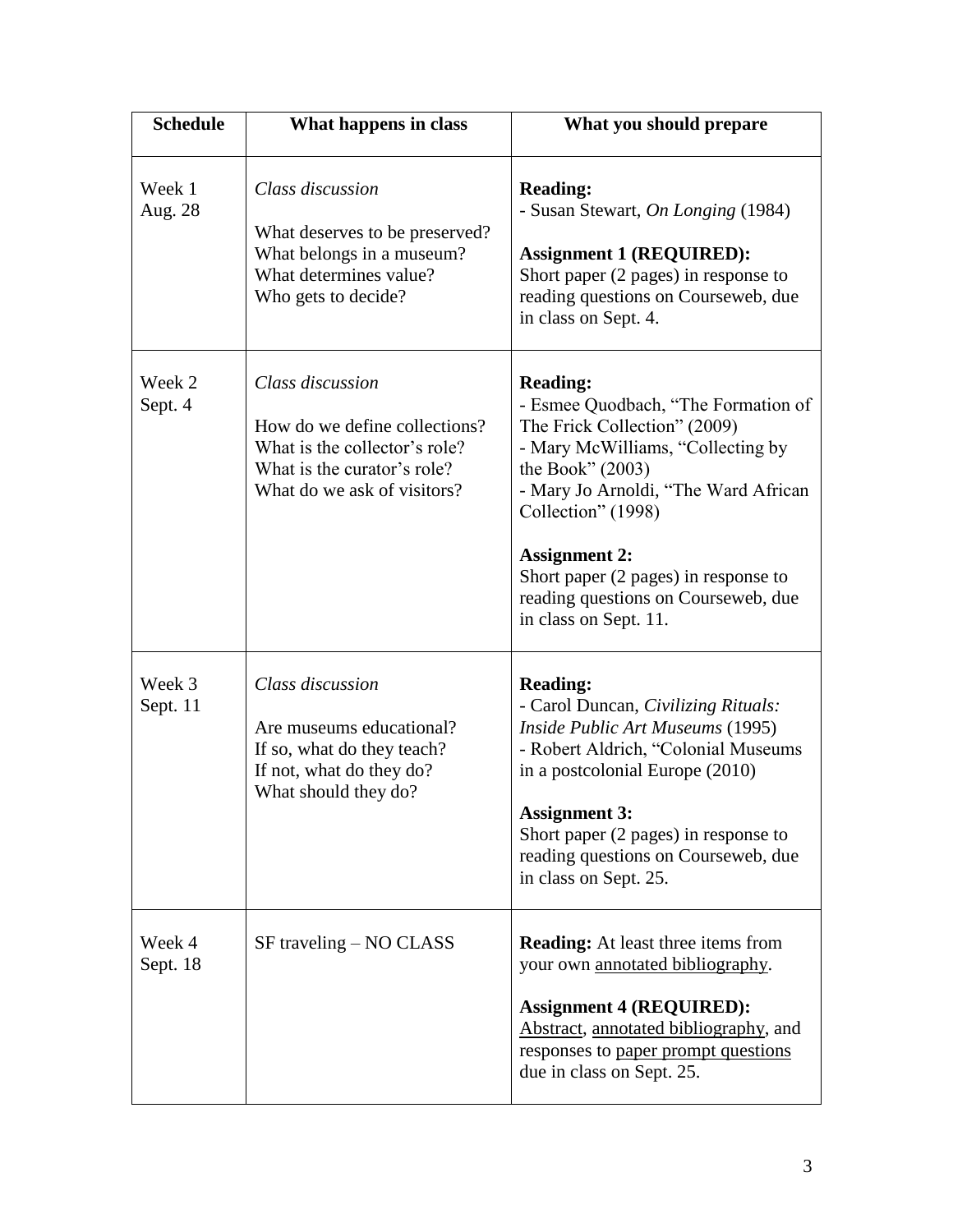| Schedule | What happens in class | What you should prepare |
|---|---|---|
| Week 1<br>Aug. 28 | *Class discussion*<br><br>What deserves to be preserved?<br>What belongs in a museum?<br>What determines value?<br>Who gets to decide? | **Reading:**<br>- Susan Stewart, *On Longing* (1984)<br><br>**Assignment 1 (REQUIRED):**<br>Short paper (2 pages) in response to reading questions on Courseweb, due in class on Sept. 4. |
| Week 2<br>Sept. 4 | *Class discussion*<br><br>How do we define collections?<br>What is the collector's role?<br>What is the curator's role?<br>What do we ask of visitors? | **Reading:**<br>- Esmee Quodbach, "The Formation of The Frick Collection" (2009)<br>- Mary McWilliams, "Collecting by the Book" (2003)<br>- Mary Jo Arnoldi, "The Ward African Collection" (1998)<br><br>**Assignment 2:**<br>Short paper (2 pages) in response to reading questions on Courseweb, due in class on Sept. 11. |
| Week 3<br>Sept. 11 | *Class discussion*<br><br>Are museums educational?<br>If so, what do they teach?<br>If not, what do they do?<br>What should they do? | **Reading:**<br>- Carol Duncan, *Civilizing Rituals: Inside Public Art Museums* (1995)<br>- Robert Aldrich, "Colonial Museums in a postcolonial Europe (2010)<br><br>**Assignment 3:**<br>Short paper (2 pages) in response to reading questions on Courseweb, due in class on Sept. 25. |
| Week 4<br>Sept. 18 | SF traveling – NO CLASS | **Reading:** At least three items from your own annotated bibliography.<br><br>**Assignment 4 (REQUIRED):**<br>Abstract, annotated bibliography, and responses to paper prompt questions due in class on Sept. 25. |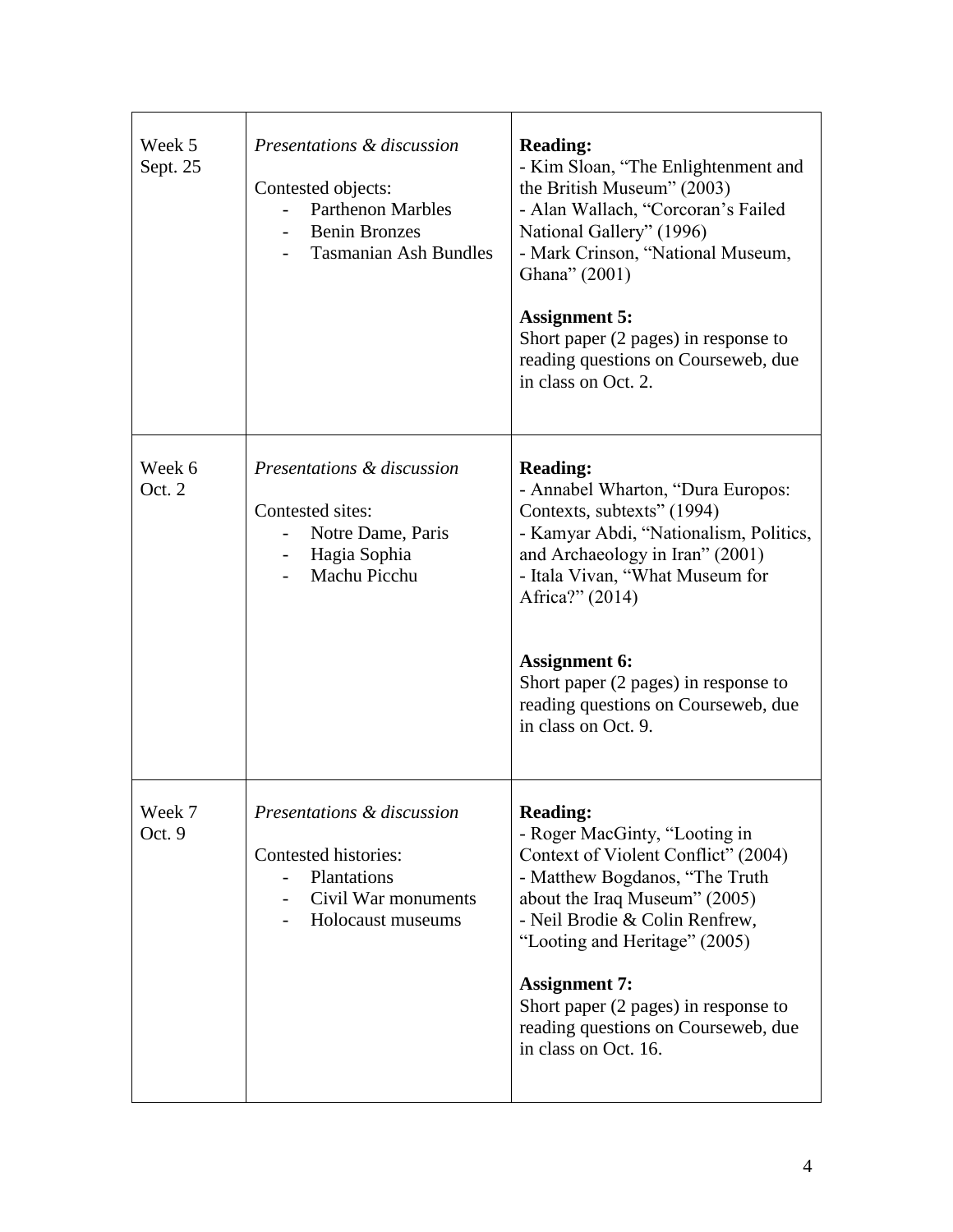| | | |
|---|---|---|
| Week 5<br>Sept. 25 | *Presentations & discussion*<br><br>Contested objects:<br>- Parthenon Marbles<br>- Benin Bronzes<br>- Tasmanian Ash Bundles | **Reading:**<br>- Kim Sloan, "The Enlightenment and the British Museum" (2003)<br>- Alan Wallach, "Corcoran's Failed National Gallery" (1996)<br>- Mark Crinson, "National Museum, Ghana" (2001)<br><br>**Assignment 5:**<br>Short paper (2 pages) in response to reading questions on Courseweb, due in class on Oct. 2. |
| Week 6<br>Oct. 2 | *Presentations & discussion*<br><br>Contested sites:<br>- Notre Dame, Paris<br>- Hagia Sophia<br>- Machu Picchu | **Reading:**<br>- Annabel Wharton, "Dura Europos: Contexts, subtexts" (1994)<br>- Kamyar Abdi, "Nationalism, Politics, and Archaeology in Iran" (2001)<br>- Itala Vivan, "What Museum for Africa?" (2014)<br><br>**Assignment 6:**<br>Short paper (2 pages) in response to reading questions on Courseweb, due in class on Oct. 9. |
| Week 7<br>Oct. 9 | *Presentations & discussion*<br><br>Contested histories:<br>- Plantations<br>- Civil War monuments<br>- Holocaust museums | **Reading:**<br>- Roger MacGinty, "Looting in Context of Violent Conflict" (2004)<br>- Matthew Bogdanos, "The Truth about the Iraq Museum" (2005)<br>- Neil Brodie & Colin Renfrew, "Looting and Heritage" (2005)<br><br>**Assignment 7:**<br>Short paper (2 pages) in response to reading questions on Courseweb, due in class on Oct. 16. |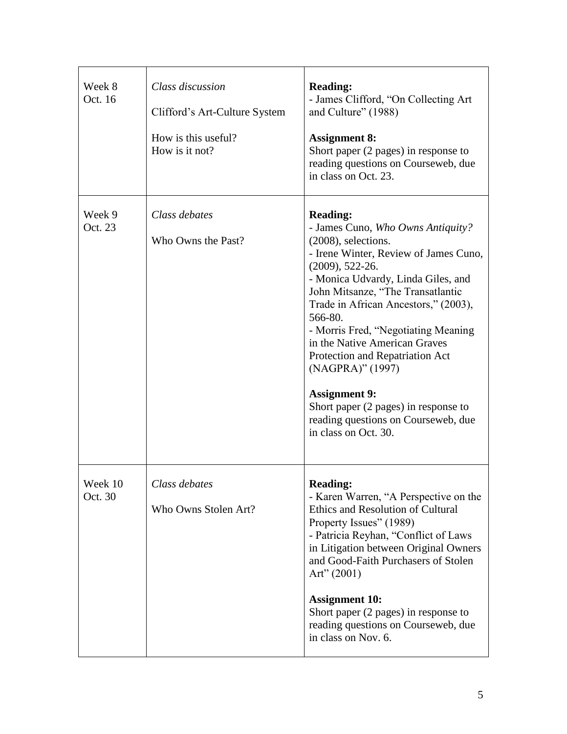| Week 8<br>Oct. 16 | *Class discussion*<br><br>Clifford's Art-Culture System<br><br>How is this useful?<br>How is it not? | **Reading:**<br>- James Clifford, "On Collecting Art and Culture" (1988)<br><br>**Assignment 8:**<br>Short paper (2 pages) in response to reading questions on Courseweb, due in class on Oct. 23. |
|---|---|---|
| Week 9<br>Oct. 23 | *Class debates*<br><br>Who Owns the Past? | **Reading:**<br>- James Cuno, *Who Owns Antiquity?* (2008), selections.<br>- Irene Winter, Review of James Cuno, (2009), 522-26.<br>- Monica Udvardy, Linda Giles, and John Mitsanze, "The Transatlantic Trade in African Ancestors," (2003), 566-80.<br>- Morris Fred, "Negotiating Meaning in the Native American Graves Protection and Repatriation Act (NAGPRA)" (1997)<br><br>**Assignment 9:**<br>Short paper (2 pages) in response to reading questions on Courseweb, due in class on Oct. 30. |
| Week 10<br>Oct. 30 | *Class debates*<br><br>Who Owns Stolen Art? | **Reading:**<br>- Karen Warren, "A Perspective on the Ethics and Resolution of Cultural Property Issues" (1989)<br>- Patricia Reyhan, "Conflict of Laws in Litigation between Original Owners and Good-Faith Purchasers of Stolen Art" (2001)<br><br>**Assignment 10:**<br>Short paper (2 pages) in response to reading questions on Courseweb, due in class on Nov. 6. |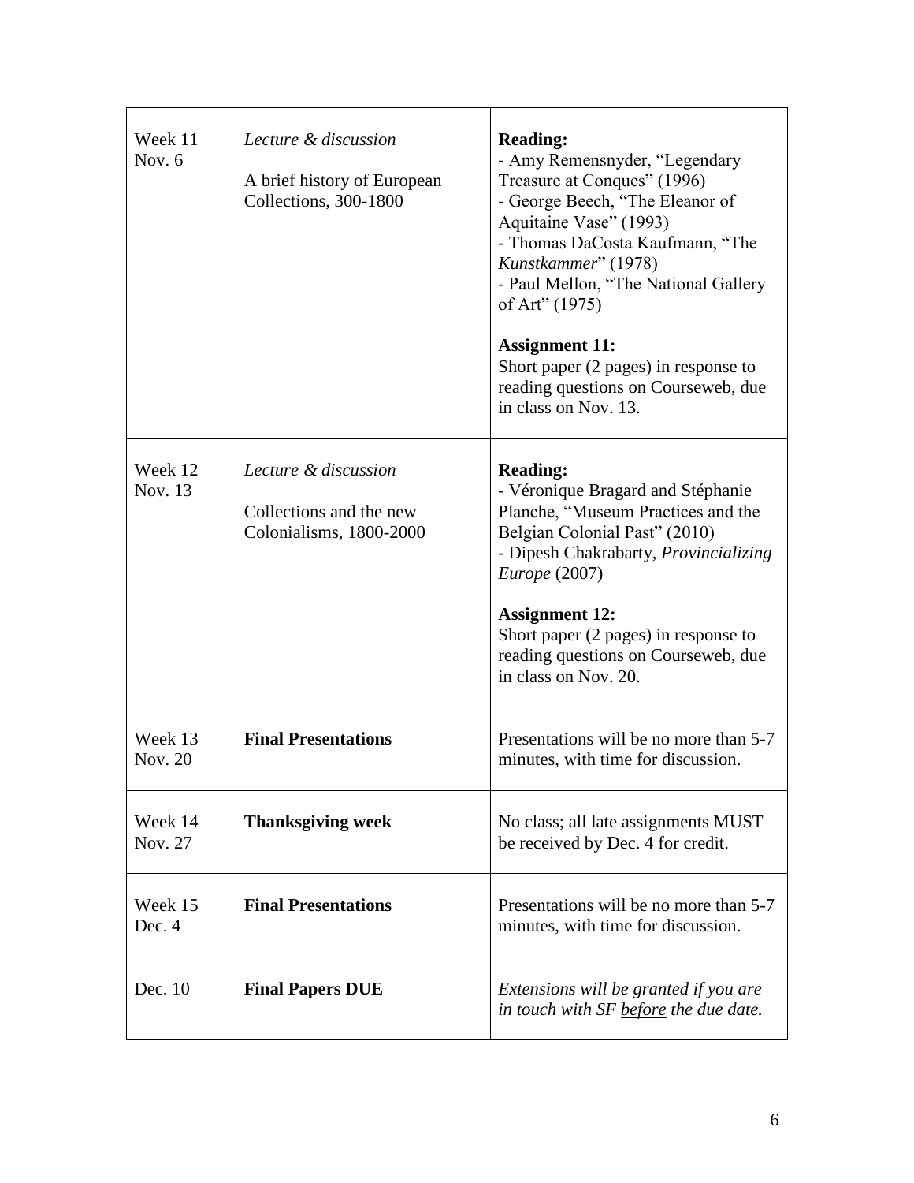| | | |
|---|---|---|
| Week 11<br>Nov. 6 | *Lecture & discussion*<br><br>A brief history of European Collections, 300-1800 | **Reading:**<br>- Amy Remensnyder, "Legendary Treasure at Conques" (1996)<br>- George Beech, "The Eleanor of Aquitaine Vase" (1993)<br>- Thomas DaCosta Kaufmann, "The *Kunstkammer*" (1978)<br>- Paul Mellon, "The National Gallery of Art" (1975)<br><br>**Assignment 11:**<br>Short paper (2 pages) in response to reading questions on Courseweb, due in class on Nov. 13. |
| Week 12<br>Nov. 13 | *Lecture & discussion*<br><br>Collections and the new Colonialisms, 1800-2000 | **Reading:**<br>- Véronique Bragard and Stéphanie Planche, "Museum Practices and the Belgian Colonial Past" (2010)<br>- Dipesh Chakrabarty, *Provincializing Europe* (2007)<br><br>**Assignment 12:**<br>Short paper (2 pages) in response to reading questions on Courseweb, due in class on Nov. 20. |
| Week 13<br>Nov. 20 | **Final Presentations** | Presentations will be no more than 5-7 minutes, with time for discussion. |
| Week 14<br>Nov. 27 | **Thanksgiving week** | No class; all late assignments MUST be received by Dec. 4 for credit. |
| Week 15<br>Dec. 4 | **Final Presentations** | Presentations will be no more than 5-7 minutes, with time for discussion. |
| Dec. 10 | **Final Papers DUE** | *Extensions will be granted if you are in touch with SF <u>before</u> the due date.* |